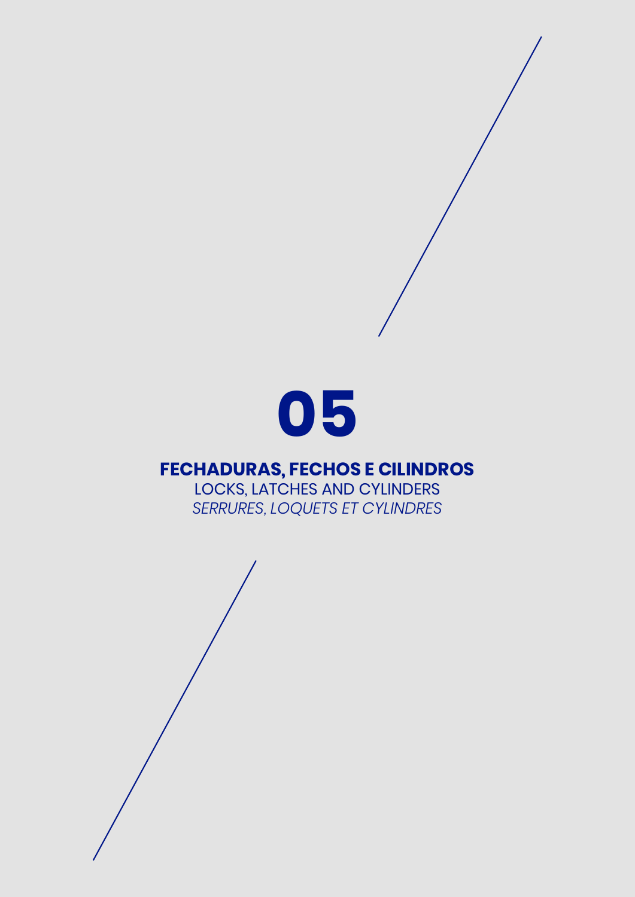# 05

## FECHADURAS, FECHOS E CILINDROS

LOCKS, LATCHES AND CYLINDERS

*SERRURES, LOQUETS ET CYLINDRES*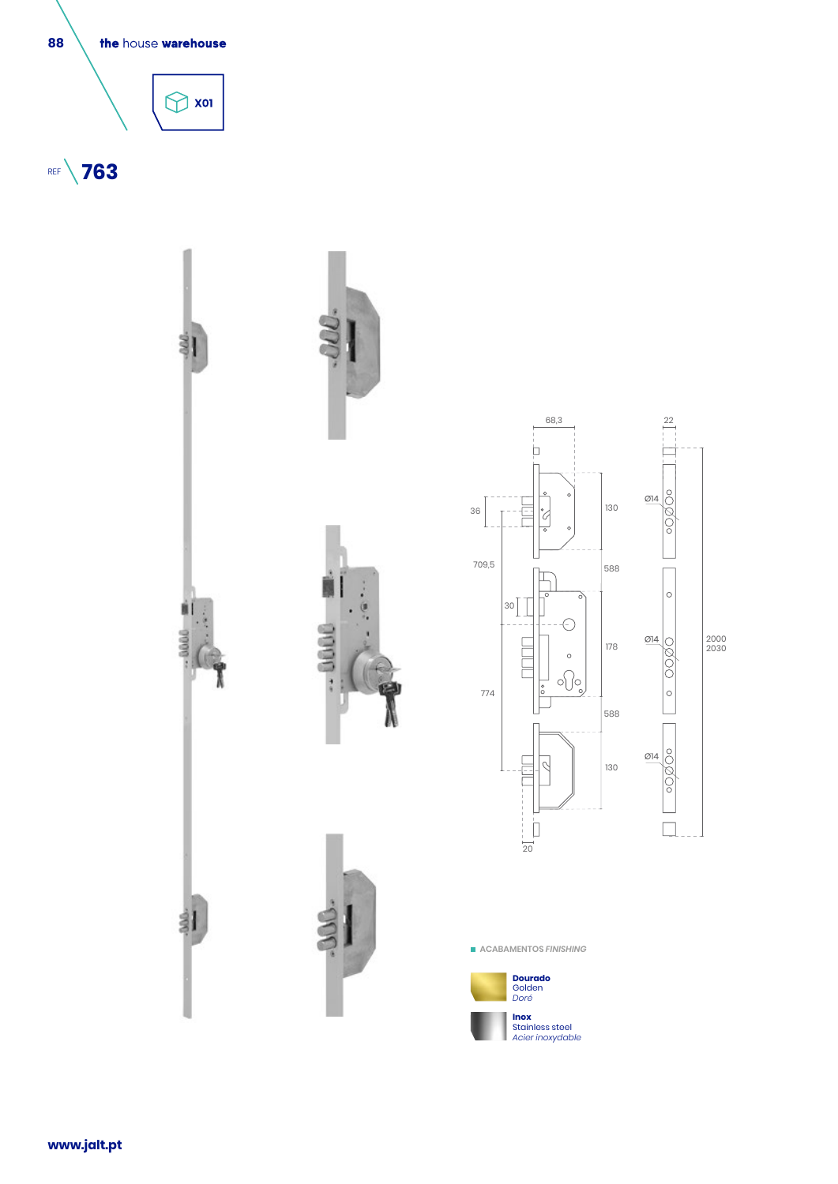X01

REF 763

68,3

22

36

130

Ø14

709,5

588

30

178

Ø14

2000
2030

774

588

130

Ø14

20

ACABAMENTOS *FINISHING*

**Dourado**
Golden
*Doré*

**Inox**
Stainless steel
*Acier inoxydable*

**www.jalt.pt**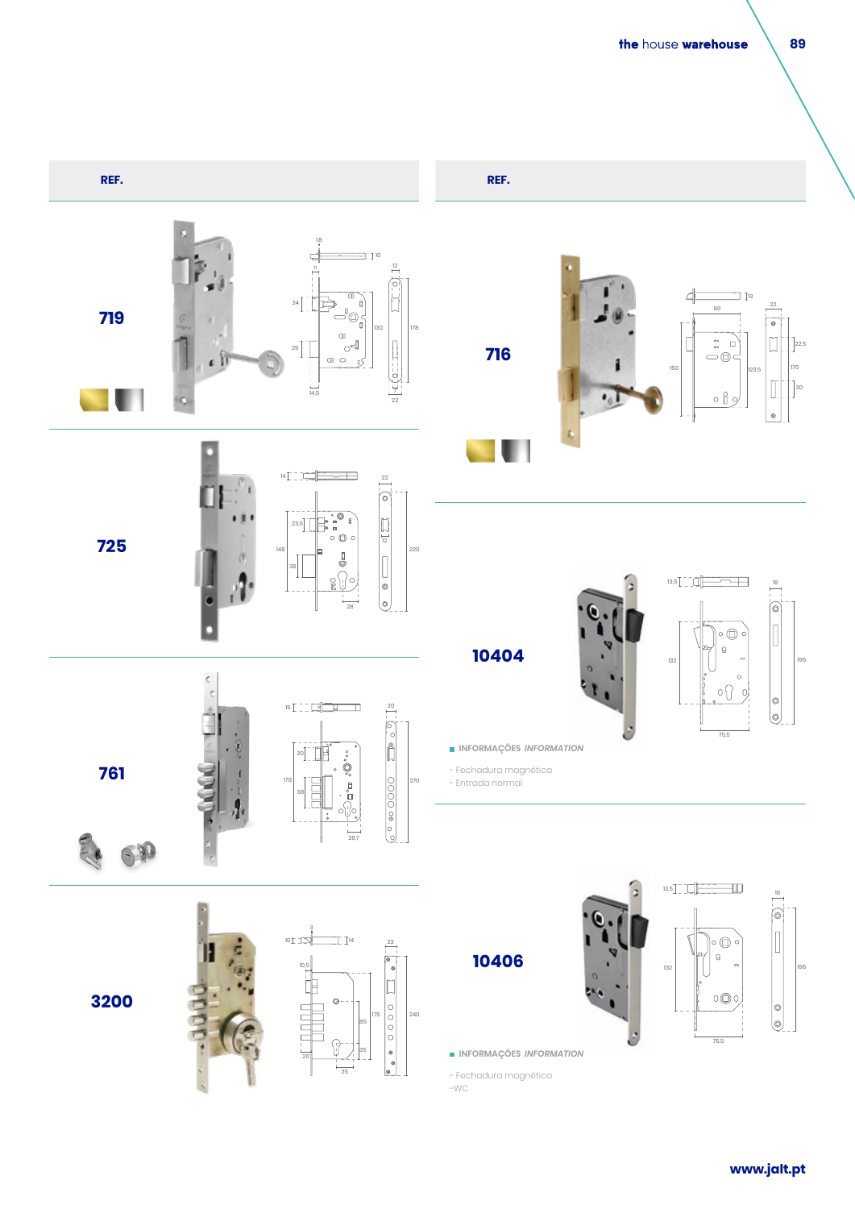**REF.**

**719**

**725**

**761**

**3200**

**REF.**

**716**

**10404**

■ **INFORMAÇÕES** *INFORMATION*

- Fechadura magnética
- Entrada normal

**10406**

■ **INFORMAÇÕES** *INFORMATION*

- Fechadura magnética
- WC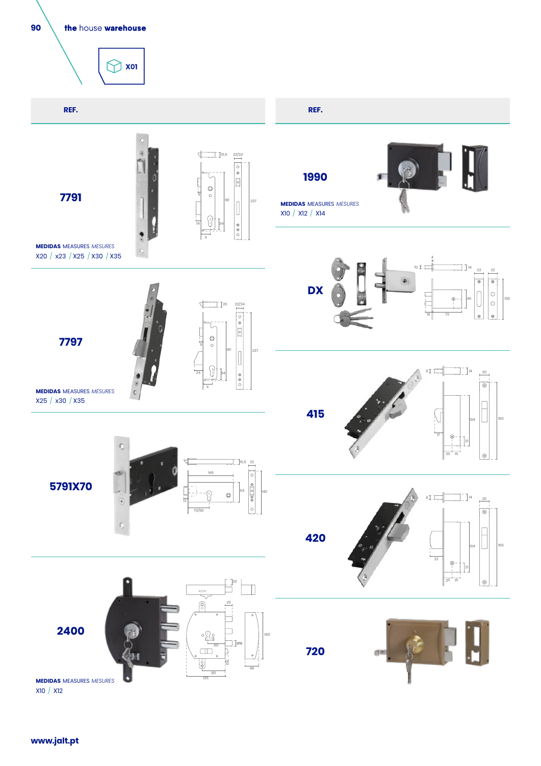X01

**REF.**

**7791**

**MEDIDAS** MEASURES *MESURES*
X20 / x23 / X25 / X30 / X35

**7797**

**MEDIDAS** MEASURES *MESURES*
X25 / x30 / X35

**5791X70**

**2400**

**MEDIDAS** MEASURES *MESURES*
X10 / X12

**REF.**

**1990**

**MEDIDAS** MEASURES *MESURES*
X10 / X12 / X14

**DX**

**415**

**420**

**720**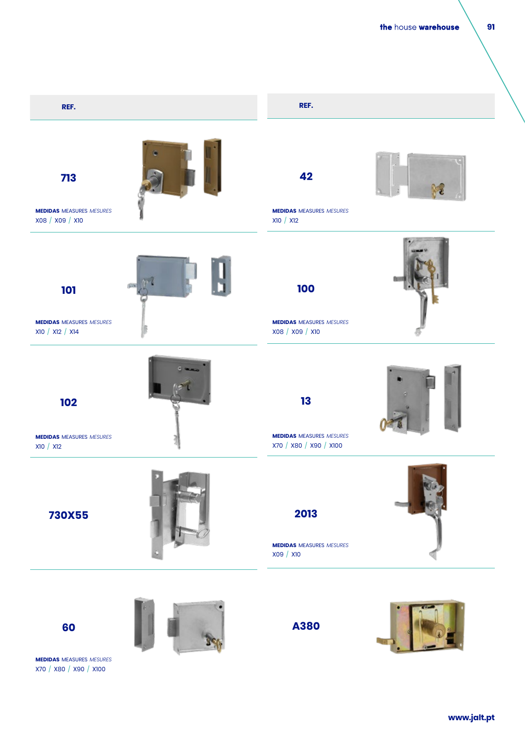| REF. | | REF. | |
|---|---|---|---|
| **713**<br>**MEDIDAS** MEASURES *MESURES*<br>X08 / X09 / X10 | | **42**<br>**MEDIDAS** MEASURES *MESURES*<br>X10 / X12 | |
| **101**<br>**MEDIDAS** MEASURES *MESURES*<br>X10 / X12 / X14 | | **100**<br>**MEDIDAS** MEASURES *MESURES*<br>X08 / X09 / X10 | |
| **102**<br>**MEDIDAS** MEASURES *MESURES*<br>X10 / X12 | | **13**<br>**MEDIDAS** MEASURES *MESURES*<br>X70 / X80 / X90 / X100 | |
| **730X55** | | **2013**<br>**MEDIDAS** MEASURES *MESURES*<br>X09 / X10 | |
| **60**<br>**MEDIDAS** MEASURES *MESURES*<br>X70 / X80 / X90 / X100 | | **A380** | |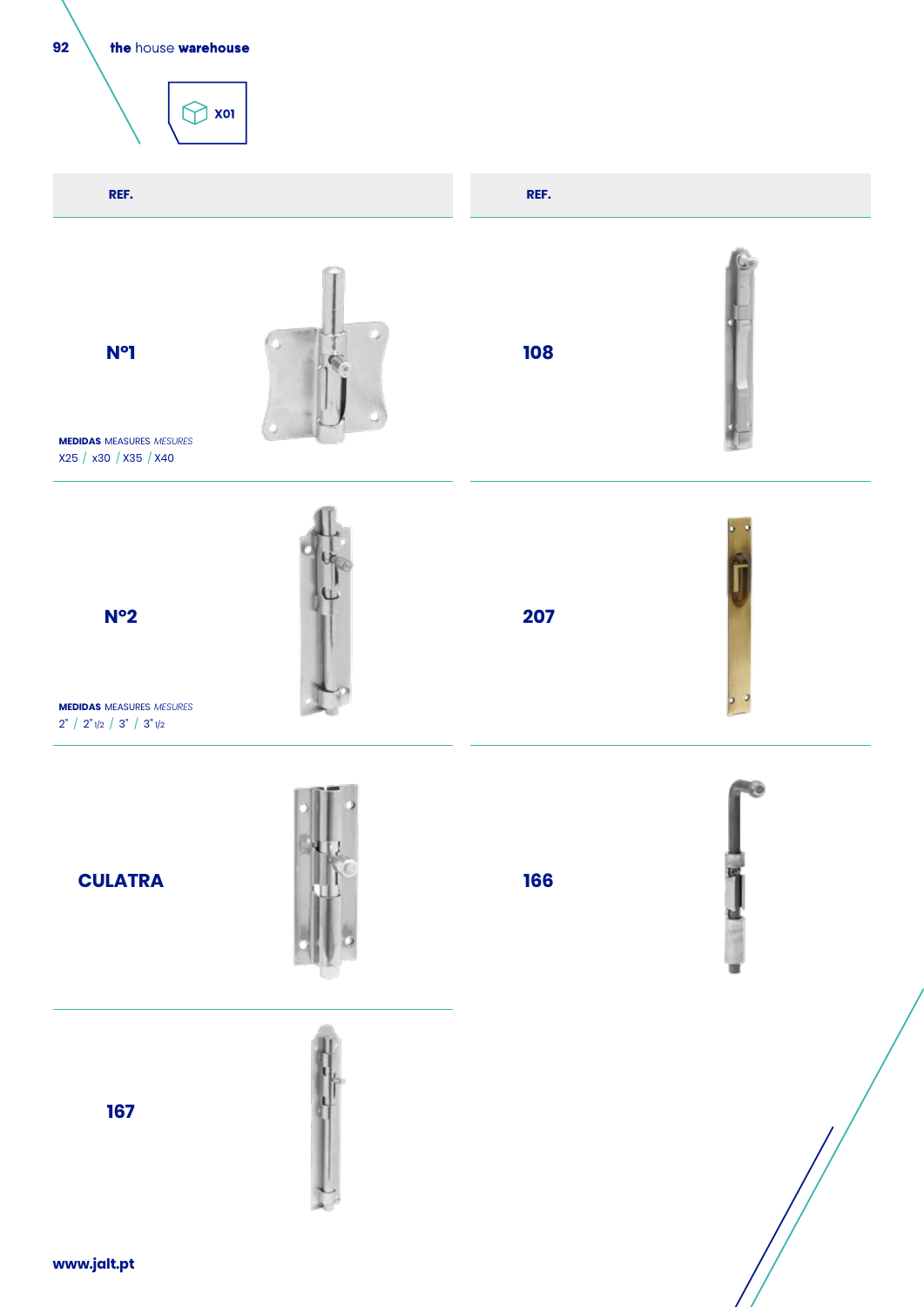X01

| REF. | | REF. |
|---|---|---|
| **Nº1** | **MEDIDAS** MEASURES *MESURES*<br>X25 / x30 / X35 / X40 | **108** |
| **Nº2** | **MEDIDAS** MEASURES *MESURES*<br>2" / 2" 1/2 / 3" / 3" 1/2 | **207** |
| **CULATRA** | | **166** |
| **167** | | |

www.jalt.pt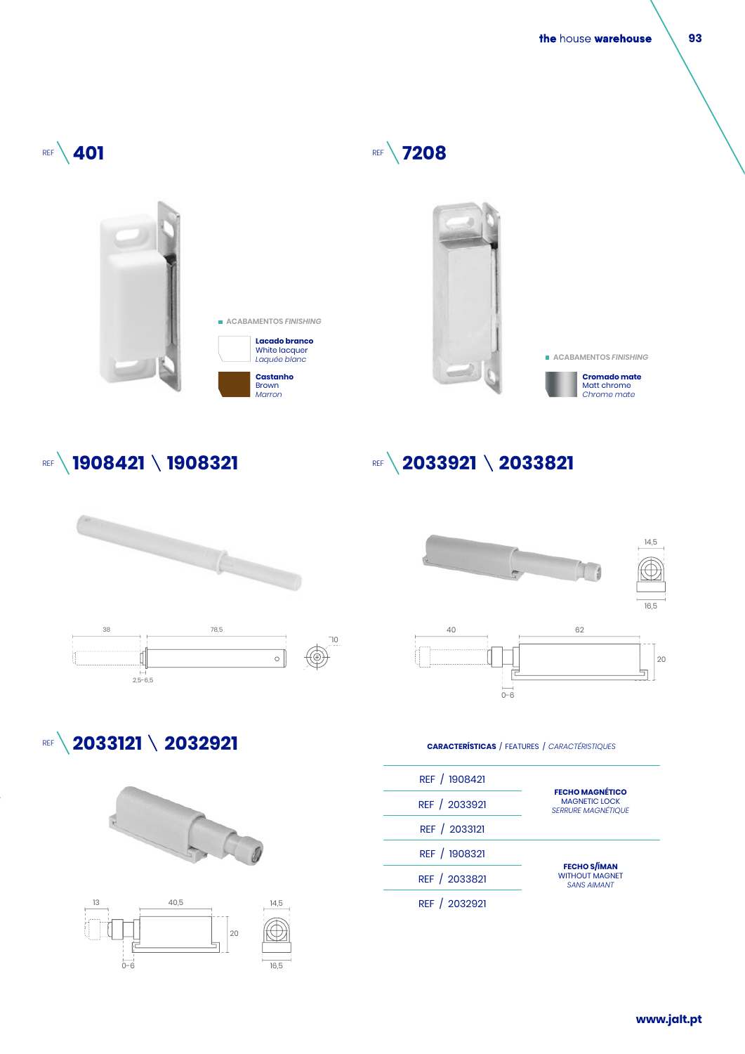## REF 401

ACABAMENTOS *FINISHING*

**Lacado branco**
White lacquer
*Laquée blanc*

**Castanho**
Brown
*Marron*

## REF 7208

ACABAMENTOS *FINISHING*

**Cromado mate**
Matt chrome
*Chrome mate*

## REF 1908421 \ 1908321

38 — 78,5 — 10

2,5-6,5

## REF 2033921 \ 2033821

14,5 — 16,5

40 — 62 — 20

0-6

## REF 2033121 \ 2032921

13 — 40,5 — 20 — 14,5 — 16,5

0-6

**CARACTERÍSTICAS** / FEATURES / *CARACTÉRISTIQUES*

| REF | Características |
|---|---|
| REF / 1908421 | **FECHO MAGNÉTICO** MAGNETIC LOCK *SERRURE MAGNÉTIQUE* |
| REF / 2033921 | |
| REF / 2033121 | |
| REF / 1908321 | **FECHO S/ÍMAN** WITHOUT MAGNET *SANS AIMANT* |
| REF / 2033821 | |
| REF / 2032921 | |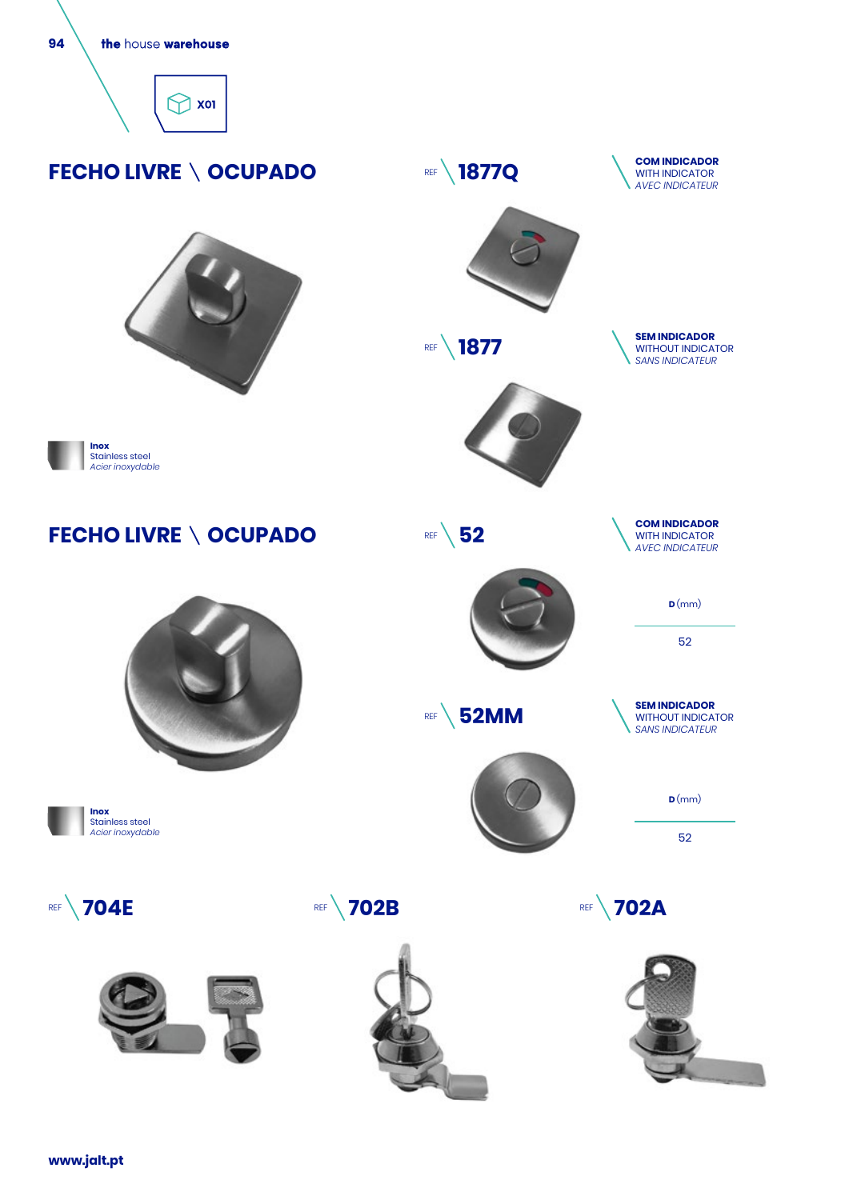X01

## FECHO LIVRE \ OCUPADO

REF **1877Q**

**COM INDICADOR**
WITH INDICATOR
*AVEC INDICATEUR*

REF **1877**

**SEM INDICADOR**
WITHOUT INDICATOR
*SANS INDICATEUR*

**Inox**
Stainless steel
*Acier inoxydable*

## FECHO LIVRE \ OCUPADO

REF **52**

**COM INDICADOR**
WITH INDICATOR
*AVEC INDICATEUR*

| **D** (mm) |
| --- |
| 52 |

REF **52MM**

**SEM INDICADOR**
WITHOUT INDICATOR
*SANS INDICATEUR*

| **D** (mm) |
| --- |
| 52 |

**Inox**
Stainless steel
*Acier inoxydable*

REF **704E**

REF **702B**

REF **702A**

**www.jalt.pt**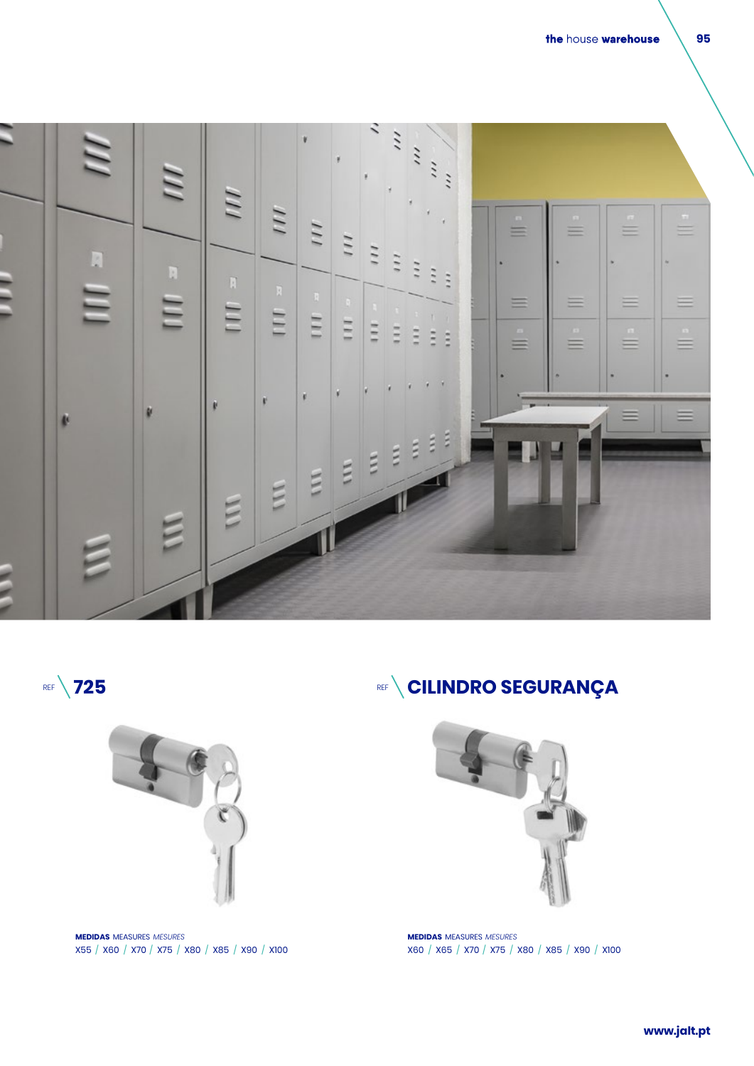REF **725**

**MEDIDAS** MEASURES *MESURES*

X55 / X60 / X70 / X75 / X80 / X85 / X90 / X100

REF **CILINDRO SEGURANÇA**

**MEDIDAS** MEASURES *MESURES*

X60 / X65 / X70 / X75 / X80 / X85 / X90 / X100

**www.jalt.pt**